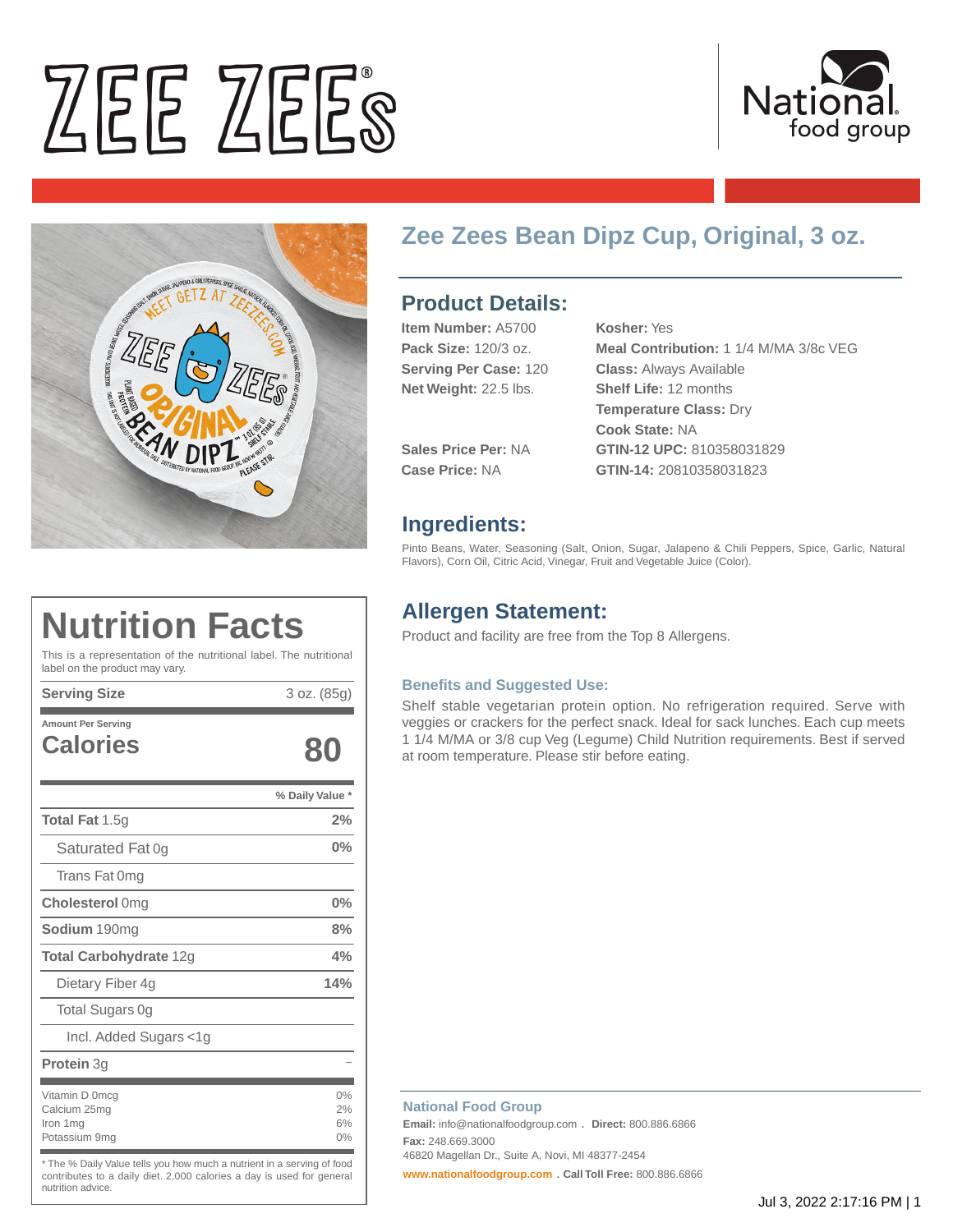# Zee Zees Bean Dipz Cup, Original, 3 oz.

## Product Details:

**Item Number:** A5700
**Pack Size:** 120/3 oz.
**Serving Per Case:** 120
**Net Weight:** 22.5 lbs.

**Sales Price Per:** NA
**Case Price:** NA

**Kosher:** Yes
**Meal Contribution:** 1 1/4 M/MA 3/8c VEG
**Class:** Always Available
**Shelf Life:** 12 months
**Temperature Class:** Dry
**Cook State:** NA
**GTIN-12 UPC:** 810358031829
**GTIN-14:** 20810358031823

## Ingredients:

Pinto Beans, Water, Seasoning (Salt, Onion, Sugar, Jalapeno & Chili Peppers, Spice, Garlic, Natural Flavors), Corn Oil, Citric Acid, Vinegar, Fruit and Vegetable Juice (Color).

## Allergen Statement:

Product and facility are free from the Top 8 Allergens.

### Benefits and Suggested Use:

Shelf stable vegetarian protein option. No refrigeration required. Serve with veggies or crackers for the perfect snack. Ideal for sack lunches. Each cup meets 1 1/4 M/MA or 3/8 cup Veg (Legume) Child Nutrition requirements. Best if served at room temperature. Please stir before eating.

# Nutrition Facts

This is a representation of the nutritional label. The nutritional label on the product may vary.

| Serving Size | 3 oz. (85g) |
|---|---|
| Amount Per Serving **Calories** | **80** |
| | **% Daily Value *** |
| **Total Fat** 1.5g | **2%** |
| Saturated Fat 0g | **0%** |
| Trans Fat 0mg | |
| **Cholesterol** 0mg | **0%** |
| **Sodium** 190mg | **8%** |
| **Total Carbohydrate** 12g | **4%** |
| Dietary Fiber 4g | **14%** |
| Total Sugars 0g | |
| Incl. Added Sugars <1g | |
| **Protein** 3g | – |
| Vitamin D 0mcg | 0% |
| Calcium 25mg | 2% |
| Iron 1mg | 6% |
| Potassium 9mg | 0% |

* The % Daily Value tells you how much a nutrient in a serving of food contributes to a daily diet. 2,000 calories a day is used for general nutrition advice.

**National Food Group**
**Email:** info@nationalfoodgroup.com . **Direct:** 800.886.6866
**Fax:** 248.669.3000
46820 Magellan Dr., Suite A, Novi, MI 48377-2454
www.nationalfoodgroup.com . **Call Toll Free:** 800.886.6866

Jul 3, 2022 2:17:16 PM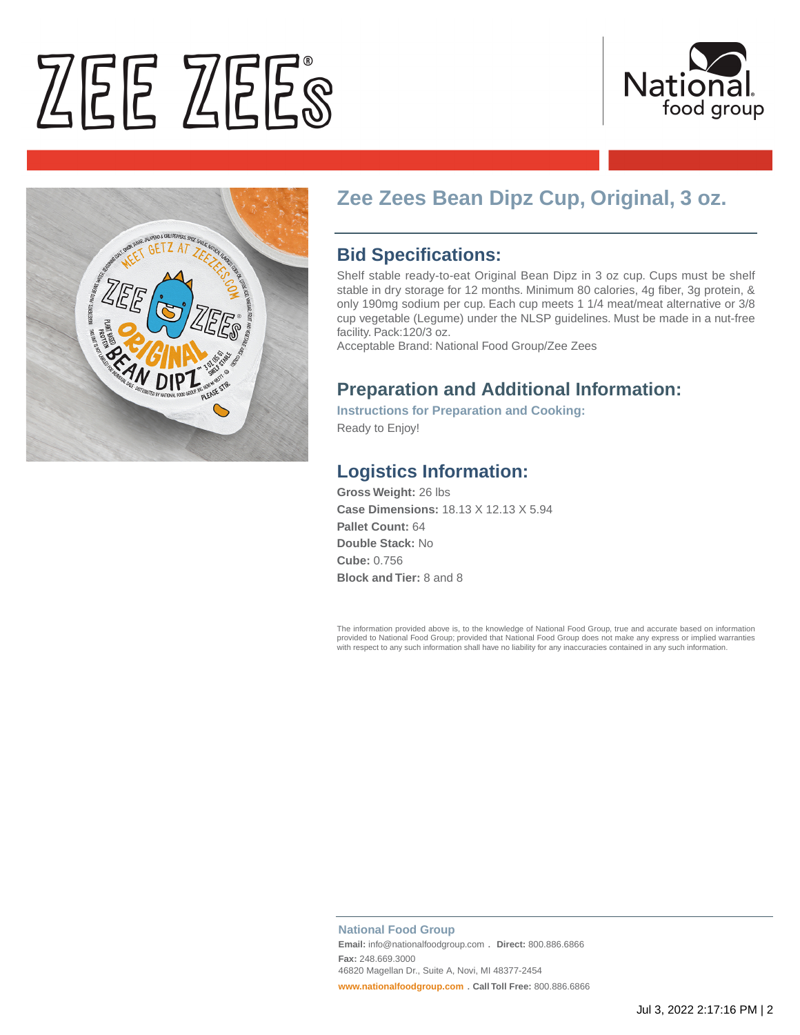# Zee Zees Bean Dipz Cup, Original, 3 oz.

## Bid Specifications:

Shelf stable ready-to-eat Original Bean Dipz in 3 oz cup. Cups must be shelf stable in dry storage for 12 months. Minimum 80 calories, 4g fiber, 3g protein, & only 190mg sodium per cup. Each cup meets 1 1/4 meat/meat alternative or 3/8 cup vegetable (Legume) under the NLSP guidelines. Must be made in a nut-free facility. Pack:120/3 oz.

Acceptable Brand: National Food Group/Zee Zees

## Preparation and Additional Information:

**Instructions for Preparation and Cooking:**

Ready to Enjoy!

## Logistics Information:

**Gross Weight:** 26 lbs
**Case Dimensions:** 18.13 X 12.13 X 5.94
**Pallet Count:** 64
**Double Stack:** No
**Cube:** 0.756
**Block and Tier:** 8 and 8

The information provided above is, to the knowledge of National Food Group, true and accurate based on information provided to National Food Group; provided that National Food Group does not make any express or implied warranties with respect to any such information shall have no liability for any inaccuracies contained in any such information.

**National Food Group**
**Email:** info@nationalfoodgroup.com . **Direct:** 800.886.6866
**Fax:** 248.669.3000
46820 Magellan Dr., Suite A, Novi, MI 48377-2454
www.nationalfoodgroup.com . **Call Toll Free:** 800.886.6866

Jul 3, 2022 2:17:16 PM